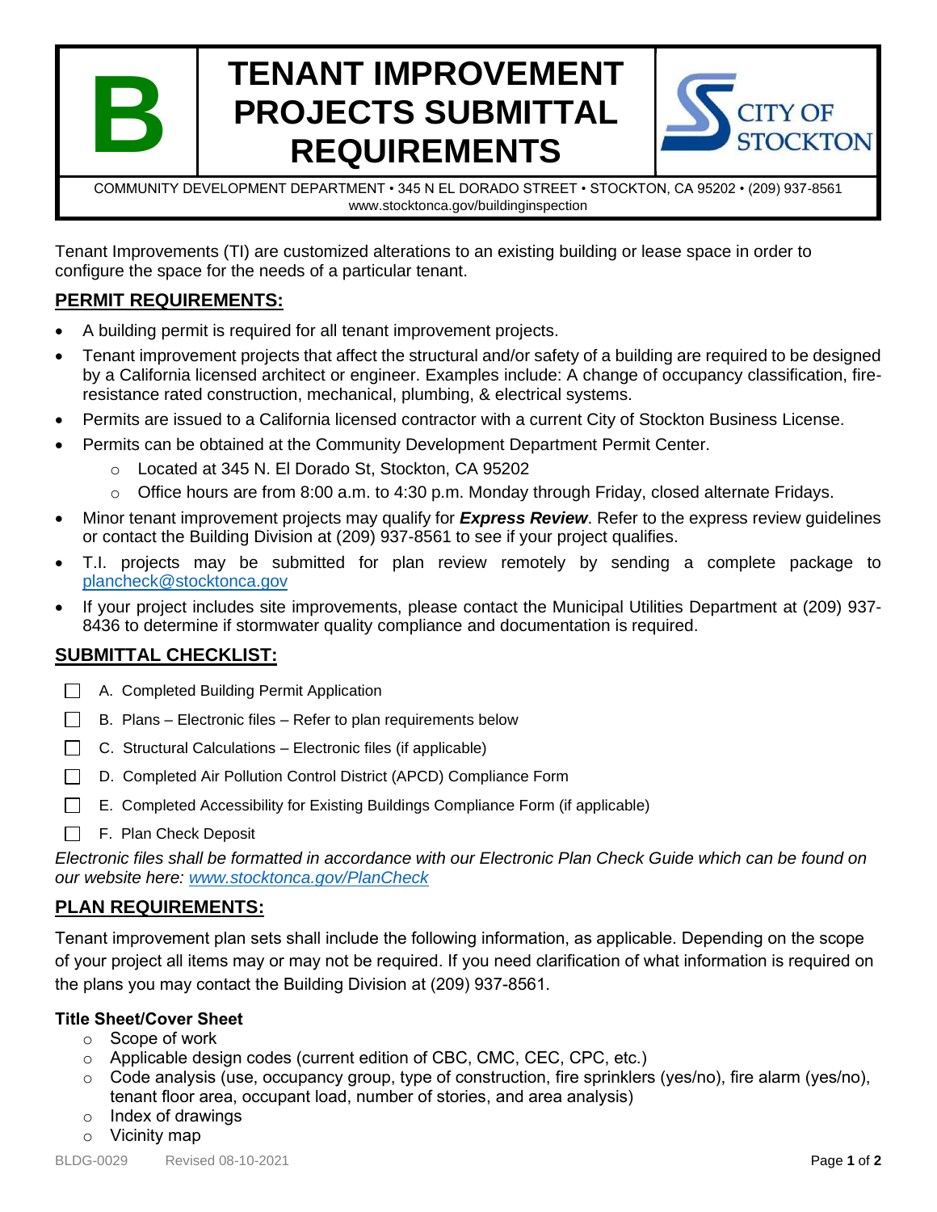# B TENANT IMPROVEMENT PROJECTS SUBMITTAL REQUIREMENTS

CITY OF STOCKTON

COMMUNITY DEVELOPMENT DEPARTMENT • 345 N EL DORADO STREET • STOCKTON, CA 95202 • (209) 937-8561
www.stocktonca.gov/buildinginspection

Tenant Improvements (TI) are customized alterations to an existing building or lease space in order to configure the space for the needs of a particular tenant.

## PERMIT REQUIREMENTS:

- A building permit is required for all tenant improvement projects.
- Tenant improvement projects that affect the structural and/or safety of a building are required to be designed by a California licensed architect or engineer. Examples include: A change of occupancy classification, fire-resistance rated construction, mechanical, plumbing, & electrical systems.
- Permits are issued to a California licensed contractor with a current City of Stockton Business License.
- Permits can be obtained at the Community Development Department Permit Center.
  - Located at 345 N. El Dorado St, Stockton, CA 95202
  - Office hours are from 8:00 a.m. to 4:30 p.m. Monday through Friday, closed alternate Fridays.
- Minor tenant improvement projects may qualify for ***Express Review***. Refer to the express review guidelines or contact the Building Division at (209) 937-8561 to see if your project qualifies.
- T.I. projects may be submitted for plan review remotely by sending a complete package to plancheck@stocktonca.gov
- If your project includes site improvements, please contact the Municipal Utilities Department at (209) 937-8436 to determine if stormwater quality compliance and documentation is required.

## SUBMITTAL CHECKLIST:

- ☐ A. Completed Building Permit Application
- ☐ B. Plans – Electronic files – Refer to plan requirements below
- ☐ C. Structural Calculations – Electronic files (if applicable)
- ☐ D. Completed Air Pollution Control District (APCD) Compliance Form
- ☐ E. Completed Accessibility for Existing Buildings Compliance Form (if applicable)
- ☐ F. Plan Check Deposit

*Electronic files shall be formatted in accordance with our Electronic Plan Check Guide which can be found on our website here: www.stocktonca.gov/PlanCheck*

## PLAN REQUIREMENTS:

Tenant improvement plan sets shall include the following information, as applicable. Depending on the scope of your project all items may or may not be required. If you need clarification of what information is required on the plans you may contact the Building Division at (209) 937-8561.

### Title Sheet/Cover Sheet

- Scope of work
- Applicable design codes (current edition of CBC, CMC, CEC, CPC, etc.)
- Code analysis (use, occupancy group, type of construction, fire sprinklers (yes/no), fire alarm (yes/no), tenant floor area, occupant load, number of stories, and area analysis)
- Index of drawings
- Vicinity map

BLDG-0029 Revised 08-10-2021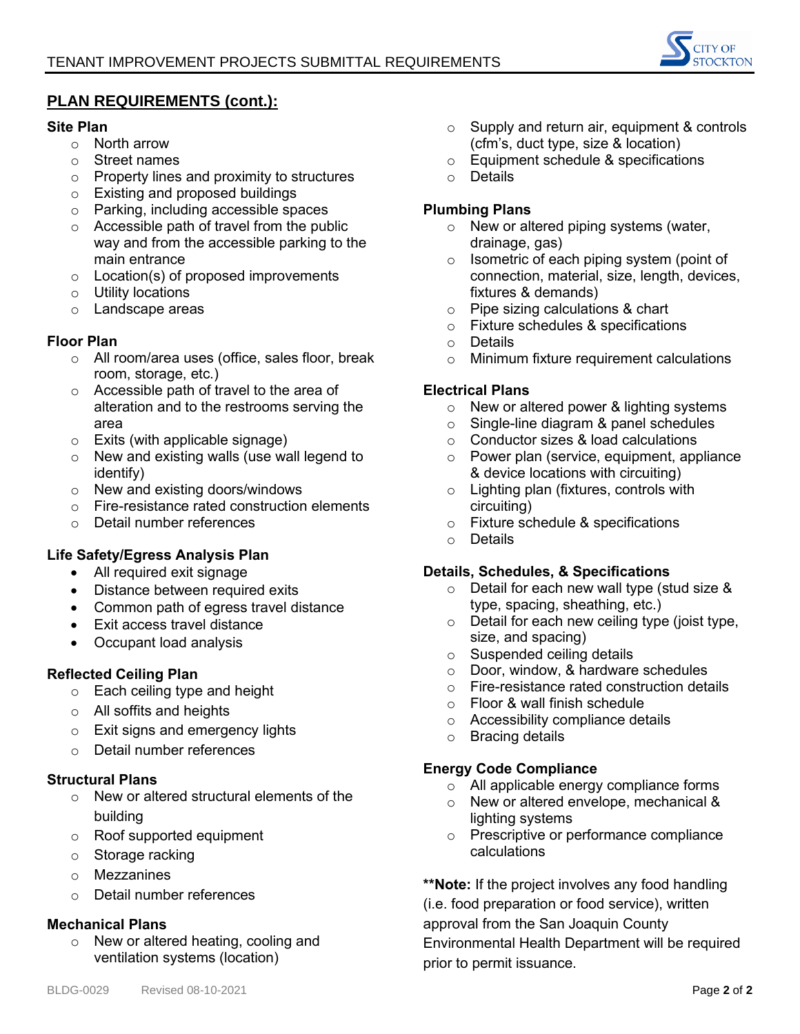## PLAN REQUIREMENTS (cont.):

### Site Plan

- North arrow
- Street names
- Property lines and proximity to structures
- Existing and proposed buildings
- Parking, including accessible spaces
- Accessible path of travel from the public way and from the accessible parking to the main entrance
- Location(s) of proposed improvements
- Utility locations
- Landscape areas

### Floor Plan

- All room/area uses (office, sales floor, break room, storage, etc.)
- Accessible path of travel to the area of alteration and to the restrooms serving the area
- Exits (with applicable signage)
- New and existing walls (use wall legend to identify)
- New and existing doors/windows
- Fire-resistance rated construction elements
- Detail number references

### Life Safety/Egress Analysis Plan

- All required exit signage
- Distance between required exits
- Common path of egress travel distance
- Exit access travel distance
- Occupant load analysis

### Reflected Ceiling Plan

- Each ceiling type and height
- All soffits and bulkheads
- Exit signs and emergency lights
- Detail number references

### Structural Plans

- New or altered structural elements of the building
- Roof supported equipment
- Storage racking
- Mezzanines
- Detail number references

### Mechanical Plans

- New or altered heating, cooling and ventilation systems (location)
- Supply and return air, equipment & controls (cfm's, duct type, size & location)
- Equipment schedule & specifications
- Details

### Plumbing Plans

- New or altered piping systems (water, drainage, gas)
- Isometric of each piping system (point of connection, material, size, length, devices, fixtures & demands)
- Pipe sizing calculations & chart
- Fixture schedules & specifications
- Details
- Minimum fixture requirement calculations

### Electrical Plans

- New or altered power & lighting systems
- Single-line diagram & panel schedules
- Conductor sizes & load calculations
- Power plan (service, equipment, appliance & device locations with circuiting)
- Lighting plan (fixtures, controls with circuiting)
- Fixture schedule & specifications
- Details

### Details, Schedules, & Specifications

- Detail for each new wall type (stud size & type, spacing, sheathing, etc.)
- Detail for each new ceiling type (joist type, size, and spacing)
- Suspended ceiling details
- Door, window, & hardware schedules
- Fire-resistance rated construction details
- Floor & wall finish schedule
- Accessibility compliance details
- Bracing details

### Energy Code Compliance

- All applicable energy compliance forms
- New or altered envelope, mechanical & lighting systems
- Prescriptive or performance compliance calculations

**Note: If the project involves any food handling (i.e. food preparation or food service), written approval from the San Joaquin County Environmental Health Department will be required prior to permit issuance.

BLDG-0029 Revised 08-10-2021